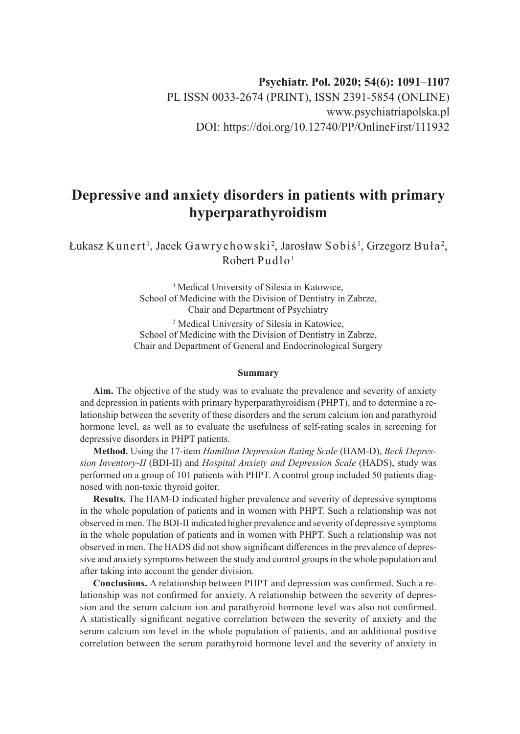**Psychiatr. Pol. 2020; 54(6): 1091–1107**
PL ISSN 0033-2674 (PRINT), ISSN 2391-5854 (ONLINE)
www.psychiatriapolska.pl
DOI: https://doi.org/10.12740/PP/OnlineFirst/111932

# Depressive and anxiety disorders in patients with primary hyperparathyroidism

Łukasz Kunert[1], Jacek Gawrychowski[2], Jarosław Sobiś[1], Grzegorz Buła[2], Robert Pudlo[1]

[1] Medical University of Silesia in Katowice, School of Medicine with the Division of Dentistry in Zabrze, Chair and Department of Psychiatry

[2] Medical University of Silesia in Katowice, School of Medicine with the Division of Dentistry in Zabrze, Chair and Department of General and Endocrinological Surgery

## Summary

**Aim.** The objective of the study was to evaluate the prevalence and severity of anxiety and depression in patients with primary hyperparathyroidism (PHPT), and to determine a relationship between the severity of these disorders and the serum calcium ion and parathyroid hormone level, as well as to evaluate the usefulness of self-rating scales in screening for depressive disorders in PHPT patients.

**Method.** Using the 17-item *Hamilton Depression Rating Scale* (HAM-D), *Beck Depression Inventory-II* (BDI-II) and *Hospital Anxiety and Depression Scale* (HADS), study was performed on a group of 101 patients with PHPT. A control group included 50 patients diagnosed with non-toxic thyroid goiter.

**Results.** The HAM-D indicated higher prevalence and severity of depressive symptoms in the whole population of patients and in women with PHPT. Such a relationship was not observed in men. The BDI-II indicated higher prevalence and severity of depressive symptoms in the whole population of patients and in women with PHPT. Such a relationship was not observed in men. The HADS did not show significant differences in the prevalence of depressive and anxiety symptoms between the study and control groups in the whole population and after taking into account the gender division.

**Conclusions.** A relationship between PHPT and depression was confirmed. Such a relationship was not confirmed for anxiety. A relationship between the severity of depression and the serum calcium ion and parathyroid hormone level was also not confirmed. A statistically significant negative correlation between the severity of anxiety and the serum calcium ion level in the whole population of patients, and an additional positive correlation between the serum parathyroid hormone level and the severity of anxiety in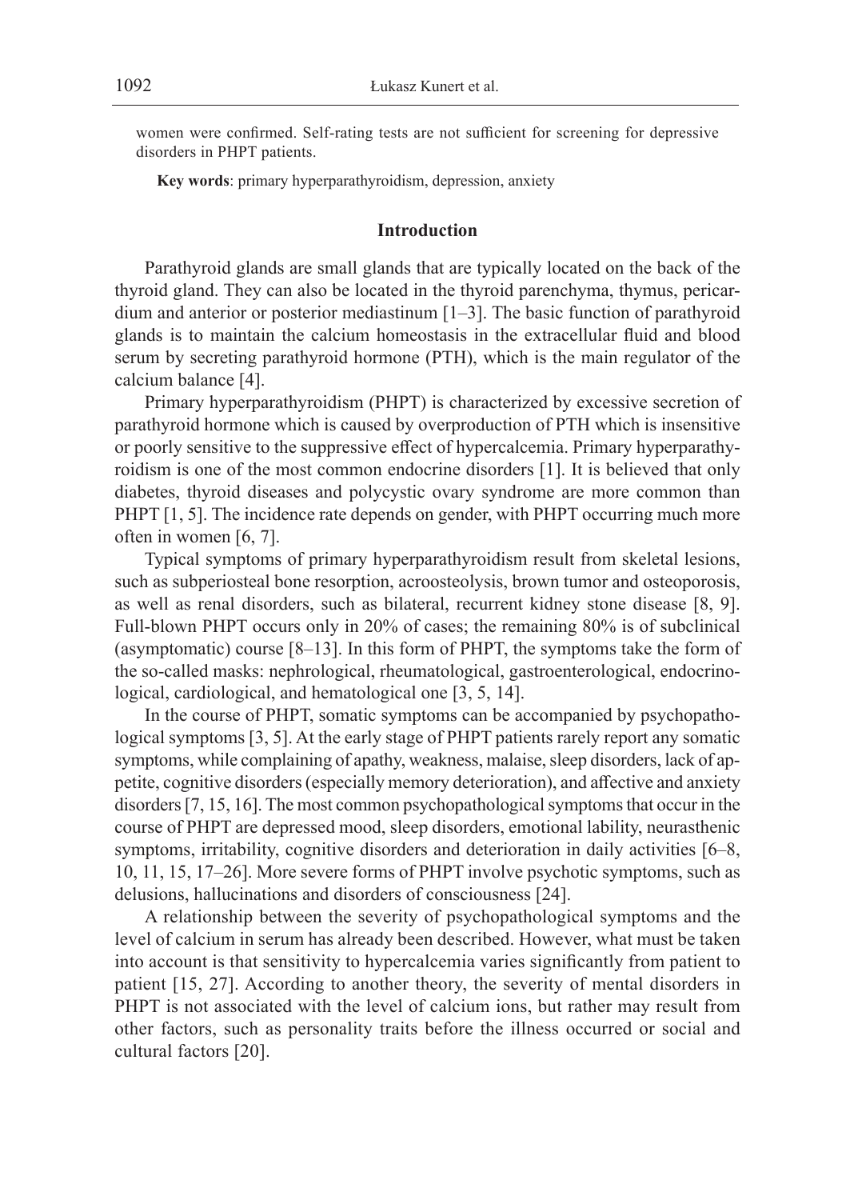women were confirmed. Self-rating tests are not sufficient for screening for depressive disorders in PHPT patients.

**Key words**: primary hyperparathyroidism, depression, anxiety

## Introduction

Parathyroid glands are small glands that are typically located on the back of the thyroid gland. They can also be located in the thyroid parenchyma, thymus, pericardium and anterior or posterior mediastinum [1–3]. The basic function of parathyroid glands is to maintain the calcium homeostasis in the extracellular fluid and blood serum by secreting parathyroid hormone (PTH), which is the main regulator of the calcium balance [4].

Primary hyperparathyroidism (PHPT) is characterized by excessive secretion of parathyroid hormone which is caused by overproduction of PTH which is insensitive or poorly sensitive to the suppressive effect of hypercalcemia. Primary hyperparathyroidism is one of the most common endocrine disorders [1]. It is believed that only diabetes, thyroid diseases and polycystic ovary syndrome are more common than PHPT [1, 5]. The incidence rate depends on gender, with PHPT occurring much more often in women [6, 7].

Typical symptoms of primary hyperparathyroidism result from skeletal lesions, such as subperiosteal bone resorption, acroosteolysis, brown tumor and osteoporosis, as well as renal disorders, such as bilateral, recurrent kidney stone disease [8, 9]. Full-blown PHPT occurs only in 20% of cases; the remaining 80% is of subclinical (asymptomatic) course [8–13]. In this form of PHPT, the symptoms take the form of the so-called masks: nephrological, rheumatological, gastroenterological, endocrinological, cardiological, and hematological one [3, 5, 14].

In the course of PHPT, somatic symptoms can be accompanied by psychopathological symptoms [3, 5]. At the early stage of PHPT patients rarely report any somatic symptoms, while complaining of apathy, weakness, malaise, sleep disorders, lack of appetite, cognitive disorders (especially memory deterioration), and affective and anxiety disorders [7, 15, 16]. The most common psychopathological symptoms that occur in the course of PHPT are depressed mood, sleep disorders, emotional lability, neurasthenic symptoms, irritability, cognitive disorders and deterioration in daily activities [6–8, 10, 11, 15, 17–26]. More severe forms of PHPT involve psychotic symptoms, such as delusions, hallucinations and disorders of consciousness [24].

A relationship between the severity of psychopathological symptoms and the level of calcium in serum has already been described. However, what must be taken into account is that sensitivity to hypercalcemia varies significantly from patient to patient [15, 27]. According to another theory, the severity of mental disorders in PHPT is not associated with the level of calcium ions, but rather may result from other factors, such as personality traits before the illness occurred or social and cultural factors [20].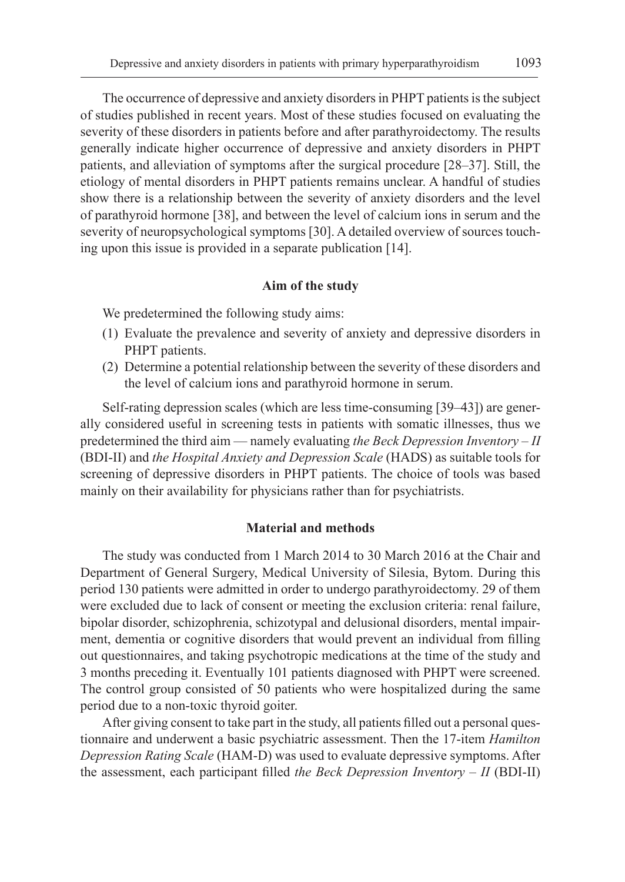The occurrence of depressive and anxiety disorders in PHPT patients is the subject of studies published in recent years. Most of these studies focused on evaluating the severity of these disorders in patients before and after parathyroidectomy. The results generally indicate higher occurrence of depressive and anxiety disorders in PHPT patients, and alleviation of symptoms after the surgical procedure [28–37]. Still, the etiology of mental disorders in PHPT patients remains unclear. A handful of studies show there is a relationship between the severity of anxiety disorders and the level of parathyroid hormone [38], and between the level of calcium ions in serum and the severity of neuropsychological symptoms [30]. A detailed overview of sources touching upon this issue is provided in a separate publication [14].

## Aim of the study

We predetermined the following study aims:

(1) Evaluate the prevalence and severity of anxiety and depressive disorders in PHPT patients.

(2) Determine a potential relationship between the severity of these disorders and the level of calcium ions and parathyroid hormone in serum.

Self-rating depression scales (which are less time-consuming [39–43]) are generally considered useful in screening tests in patients with somatic illnesses, thus we predetermined the third aim — namely evaluating *the Beck Depression Inventory – II* (BDI-II) and *the Hospital Anxiety and Depression Scale* (HADS) as suitable tools for screening of depressive disorders in PHPT patients. The choice of tools was based mainly on their availability for physicians rather than for psychiatrists.

## Material and methods

The study was conducted from 1 March 2014 to 30 March 2016 at the Chair and Department of General Surgery, Medical University of Silesia, Bytom. During this period 130 patients were admitted in order to undergo parathyroidectomy. 29 of them were excluded due to lack of consent or meeting the exclusion criteria: renal failure, bipolar disorder, schizophrenia, schizotypal and delusional disorders, mental impairment, dementia or cognitive disorders that would prevent an individual from filling out questionnaires, and taking psychotropic medications at the time of the study and 3 months preceding it. Eventually 101 patients diagnosed with PHPT were screened. The control group consisted of 50 patients who were hospitalized during the same period due to a non-toxic thyroid goiter.

After giving consent to take part in the study, all patients filled out a personal questionnaire and underwent a basic psychiatric assessment. Then the 17-item *Hamilton Depression Rating Scale* (HAM-D) was used to evaluate depressive symptoms. After the assessment, each participant filled *the Beck Depression Inventory – II* (BDI-II)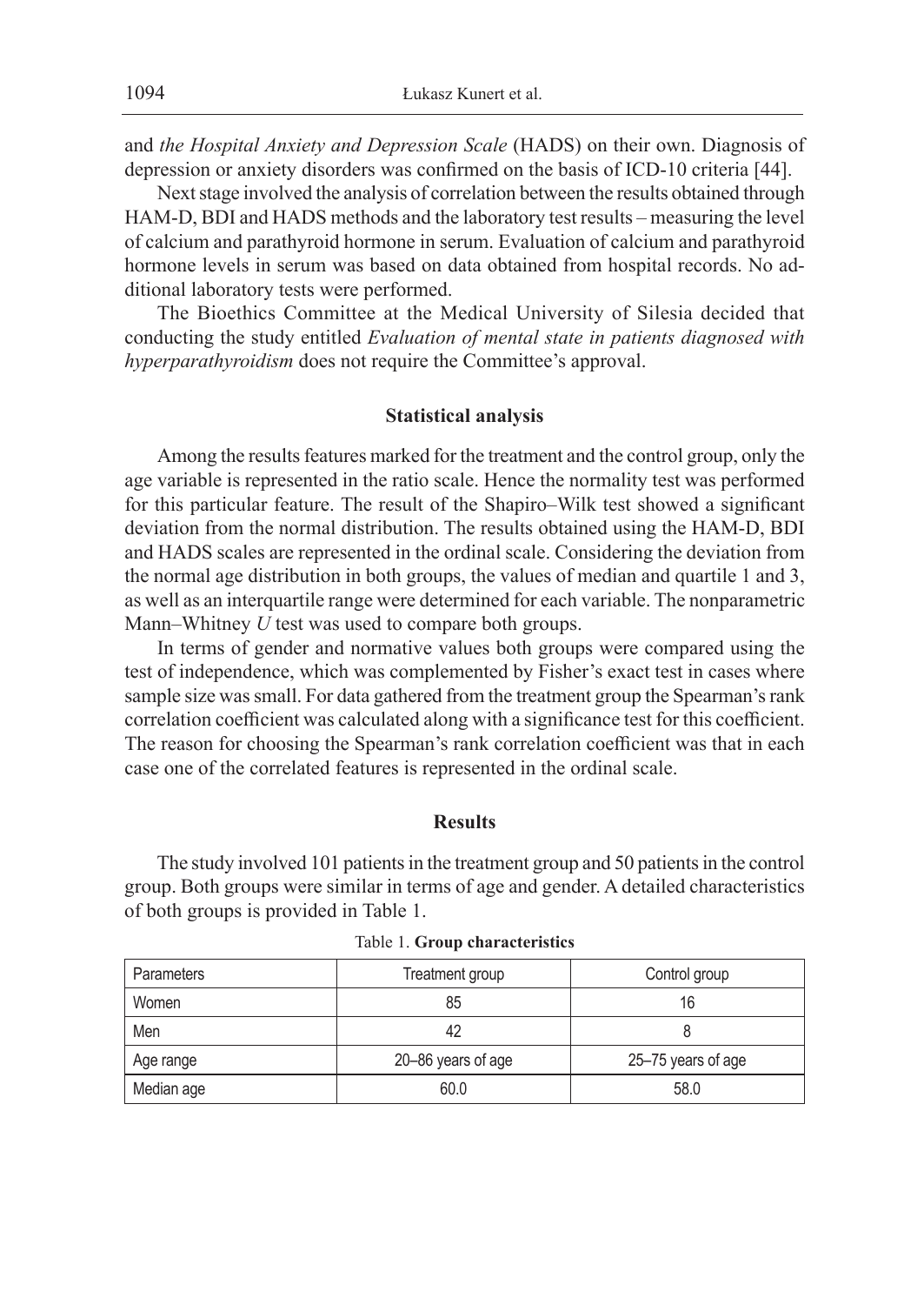and *the Hospital Anxiety and Depression Scale* (HADS) on their own. Diagnosis of depression or anxiety disorders was confirmed on the basis of ICD-10 criteria [44].

Next stage involved the analysis of correlation between the results obtained through HAM-D, BDI and HADS methods and the laboratory test results – measuring the level of calcium and parathyroid hormone in serum. Evaluation of calcium and parathyroid hormone levels in serum was based on data obtained from hospital records. No additional laboratory tests were performed.

The Bioethics Committee at the Medical University of Silesia decided that conducting the study entitled *Evaluation of mental state in patients diagnosed with hyperparathyroidism* does not require the Committee's approval.

## Statistical analysis

Among the results features marked for the treatment and the control group, only the age variable is represented in the ratio scale. Hence the normality test was performed for this particular feature. The result of the Shapiro–Wilk test showed a significant deviation from the normal distribution. The results obtained using the HAM-D, BDI and HADS scales are represented in the ordinal scale. Considering the deviation from the normal age distribution in both groups, the values of median and quartile 1 and 3, as well as an interquartile range were determined for each variable. The nonparametric Mann–Whitney *U* test was used to compare both groups.

In terms of gender and normative values both groups were compared using the test of independence, which was complemented by Fisher's exact test in cases where sample size was small. For data gathered from the treatment group the Spearman's rank correlation coefficient was calculated along with a significance test for this coefficient. The reason for choosing the Spearman's rank correlation coefficient was that in each case one of the correlated features is represented in the ordinal scale.

## Results

The study involved 101 patients in the treatment group and 50 patients in the control group. Both groups were similar in terms of age and gender. A detailed characteristics of both groups is provided in Table 1.

Table 1. **Group characteristics**

| Parameters | Treatment group | Control group |
|---|---|---|
| Women | 85 | 16 |
| Men | 42 | 8 |
| Age range | 20–86 years of age | 25–75 years of age |
| Median age | 60.0 | 58.0 |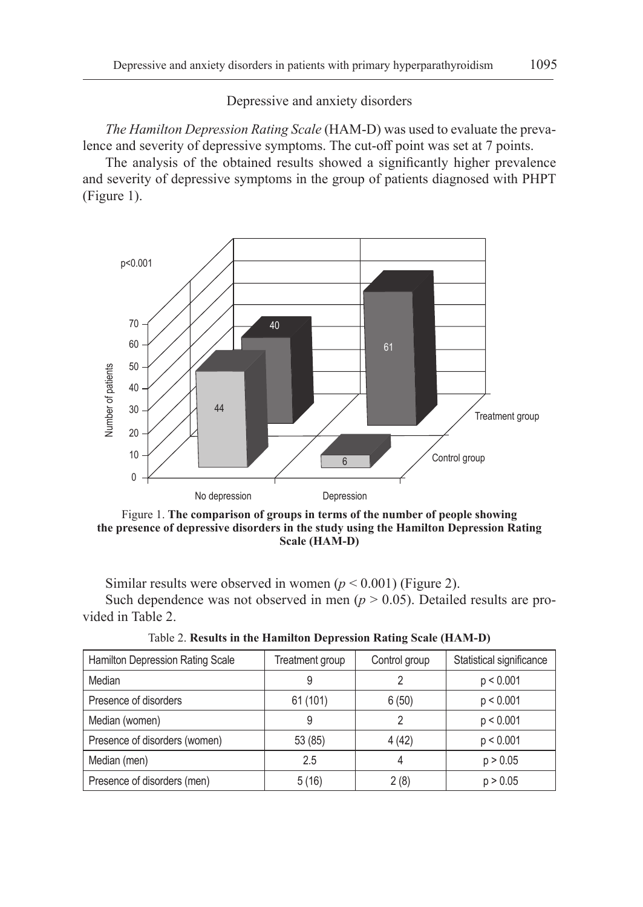Depressive and anxiety disorders

*The Hamilton Depression Rating Scale* (HAM-D) was used to evaluate the prevalence and severity of depressive symptoms. The cut-off point was set at 7 points.

The analysis of the obtained results showed a significantly higher prevalence and severity of depressive symptoms in the group of patients diagnosed with PHPT (Figure 1).

Figure 1. **The comparison of groups in terms of the number of people showing the presence of depressive disorders in the study using the Hamilton Depression Rating Scale (HAM-D)**

Similar results were observed in women ($p < 0.001$) (Figure 2).

Such dependence was not observed in men ($p > 0.05$). Detailed results are provided in Table 2.

Table 2. **Results in the Hamilton Depression Rating Scale (HAM-D)**

| Hamilton Depression Rating Scale | Treatment group | Control group | Statistical significance |
|---|---|---|---|
| Median | 9 | 2 | p < 0.001 |
| Presence of disorders | 61 (101) | 6 (50) | p < 0.001 |
| Median (women) | 9 | 2 | p < 0.001 |
| Presence of disorders (women) | 53 (85) | 4 (42) | p < 0.001 |
| Median (men) | 2.5 | 4 | p > 0.05 |
| Presence of disorders (men) | 5 (16) | 2 (8) | p > 0.05 |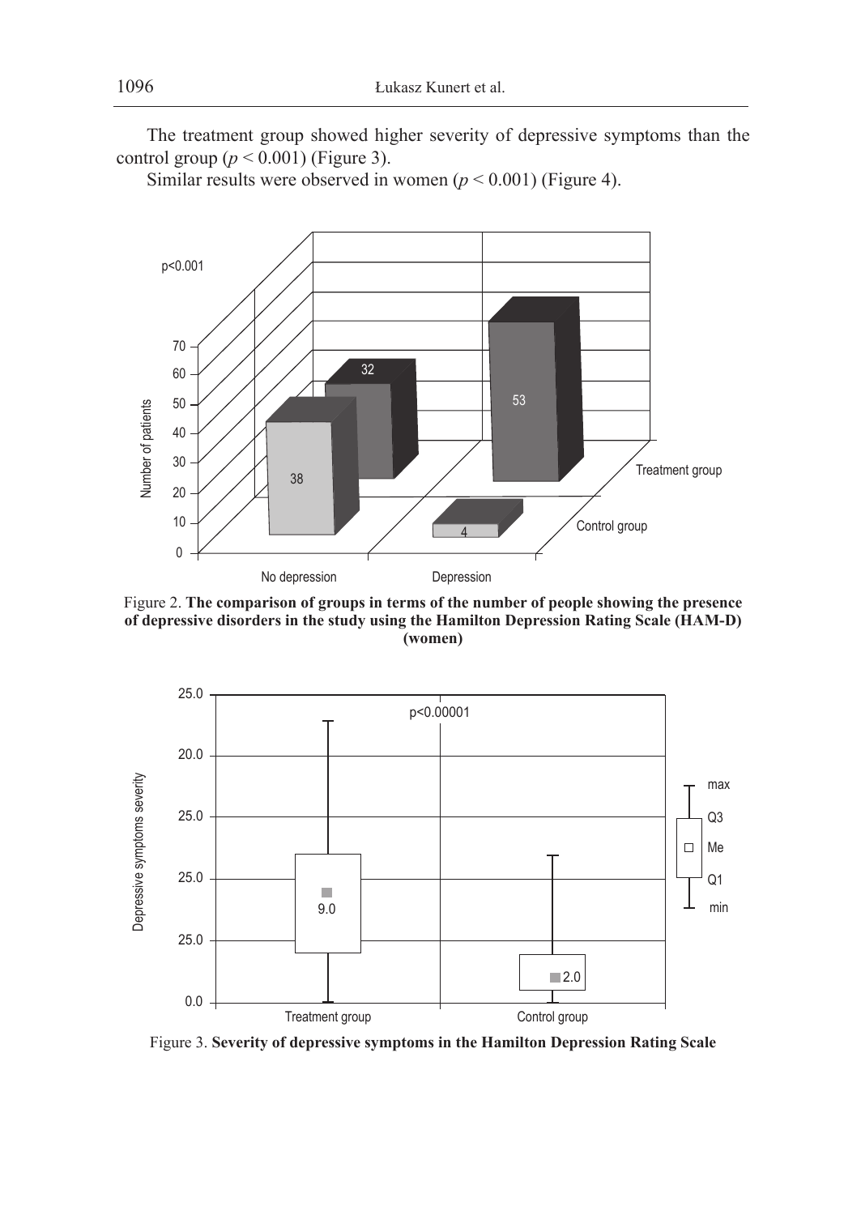The treatment group showed higher severity of depressive symptoms than the control group ($p < 0.001$) (Figure 3).

Similar results were observed in women ($p < 0.001$) (Figure 4).

Figure 2. **The comparison of groups in terms of the number of people showing the presence of depressive disorders in the study using the Hamilton Depression Rating Scale (HAM-D) (women)**

Figure 3. **Severity of depressive symptoms in the Hamilton Depression Rating Scale**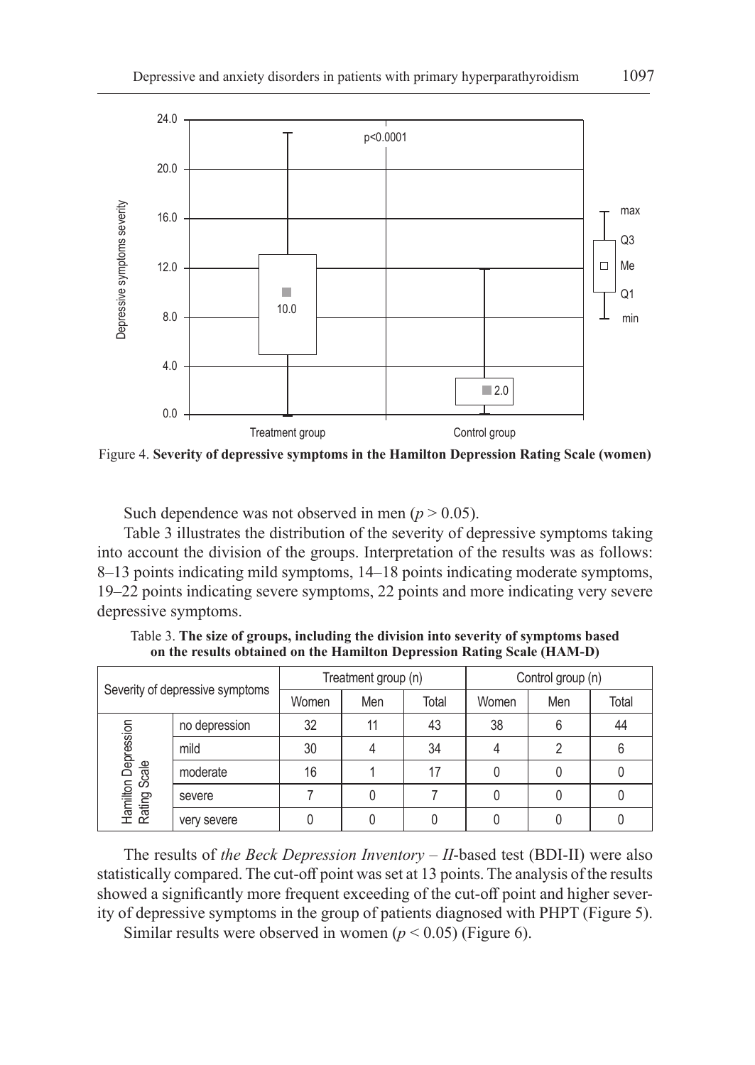Figure 4. **Severity of depressive symptoms in the Hamilton Depression Rating Scale (women)**

Such dependence was not observed in men ($p > 0.05$).

Table 3 illustrates the distribution of the severity of depressive symptoms taking into account the division of the groups. Interpretation of the results was as follows: 8–13 points indicating mild symptoms, 14–18 points indicating moderate symptoms, 19–22 points indicating severe symptoms, 22 points and more indicating very severe depressive symptoms.

Table 3. **The size of groups, including the division into severity of symptoms based on the results obtained on the Hamilton Depression Rating Scale (HAM-D)**

| Severity of depressive symptoms | | Treatment group (n) | | | Control group (n) | | |
|---|---|---|---|---|---|---|---|
| | | Women | Men | Total | Women | Men | Total |
| Hamilton Depression Rating Scale | no depression | 32 | 11 | 43 | 38 | 6 | 44 |
| | mild | 30 | 4 | 34 | 4 | 2 | 6 |
| | moderate | 16 | 1 | 17 | 0 | 0 | 0 |
| | severe | 7 | 0 | 7 | 0 | 0 | 0 |
| | very severe | 0 | 0 | 0 | 0 | 0 | 0 |

The results of *the Beck Depression Inventory – II*-based test (BDI-II) were also statistically compared. The cut-off point was set at 13 points. The analysis of the results showed a significantly more frequent exceeding of the cut-off point and higher severity of depressive symptoms in the group of patients diagnosed with PHPT (Figure 5).

Similar results were observed in women ($p < 0.05$) (Figure 6).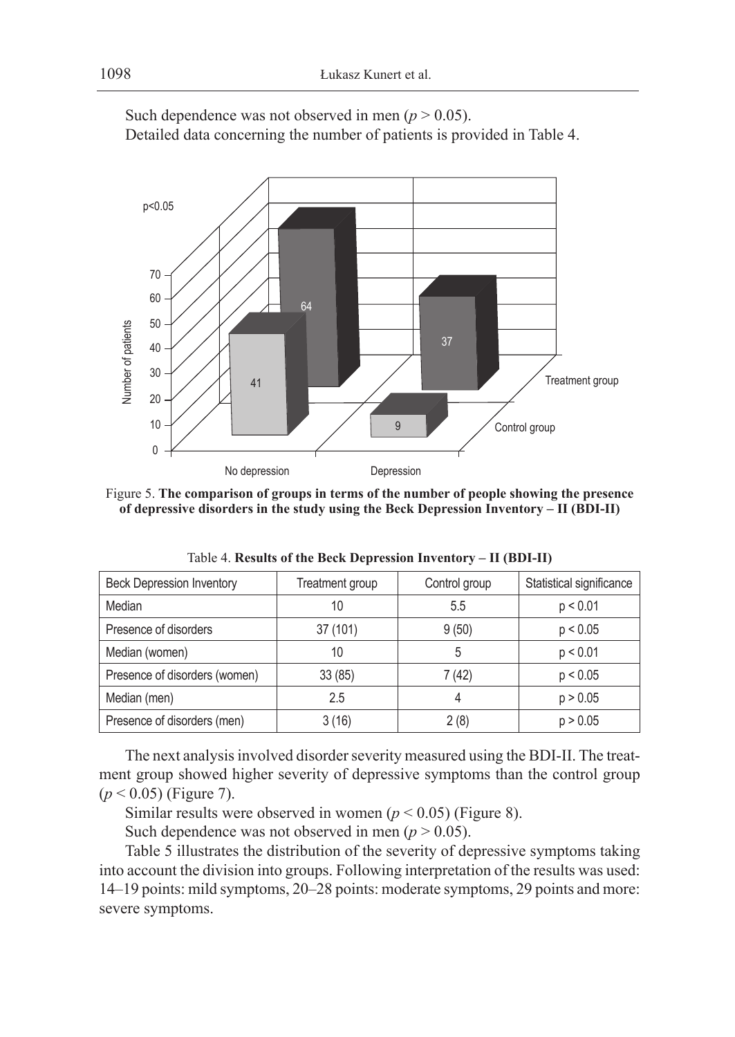Such dependence was not observed in men ($p > 0.05$).

Detailed data concerning the number of patients is provided in Table 4.

Figure 5. **The comparison of groups in terms of the number of people showing the presence of depressive disorders in the study using the Beck Depression Inventory – II (BDI-II)**

Table 4. **Results of the Beck Depression Inventory – II (BDI-II)**

| Beck Depression Inventory | Treatment group | Control group | Statistical significance |
|---|---|---|---|
| Median | 10 | 5.5 | $p < 0.01$ |
| Presence of disorders | 37 (101) | 9 (50) | $p < 0.05$ |
| Median (women) | 10 | 5 | $p < 0.01$ |
| Presence of disorders (women) | 33 (85) | 7 (42) | $p < 0.05$ |
| Median (men) | 2.5 | 4 | $p > 0.05$ |
| Presence of disorders (men) | 3 (16) | 2 (8) | $p > 0.05$ |

The next analysis involved disorder severity measured using the BDI-II. The treatment group showed higher severity of depressive symptoms than the control group ($p < 0.05$) (Figure 7).

Similar results were observed in women ($p < 0.05$) (Figure 8).

Such dependence was not observed in men ($p > 0.05$).

Table 5 illustrates the distribution of the severity of depressive symptoms taking into account the division into groups. Following interpretation of the results was used: 14–19 points: mild symptoms, 20–28 points: moderate symptoms, 29 points and more: severe symptoms.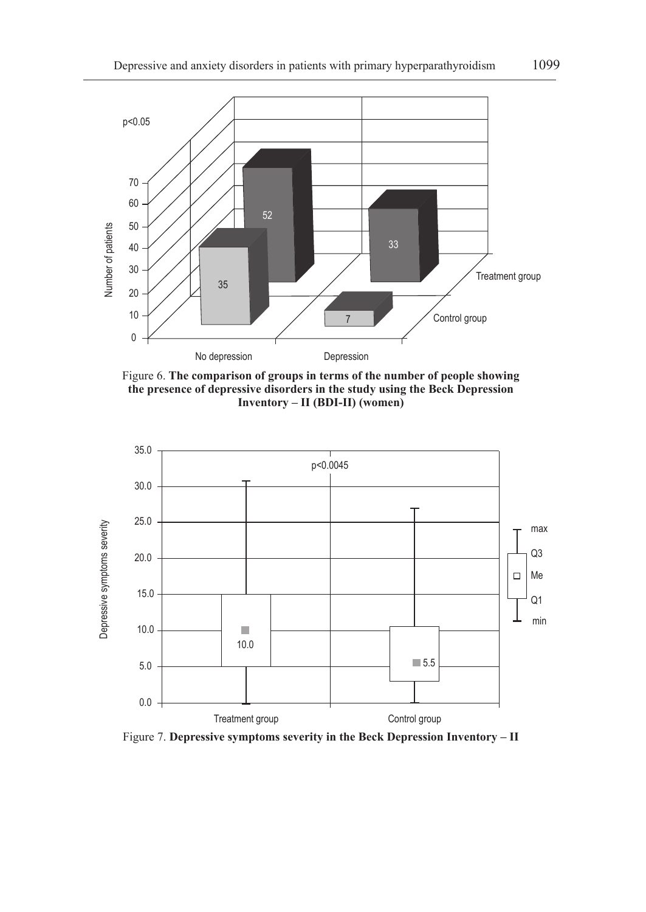Figure 6. **The comparison of groups in terms of the number of people showing the presence of depressive disorders in the study using the Beck Depression Inventory – II (BDI-II) (women)**

Figure 7. **Depressive symptoms severity in the Beck Depression Inventory – II**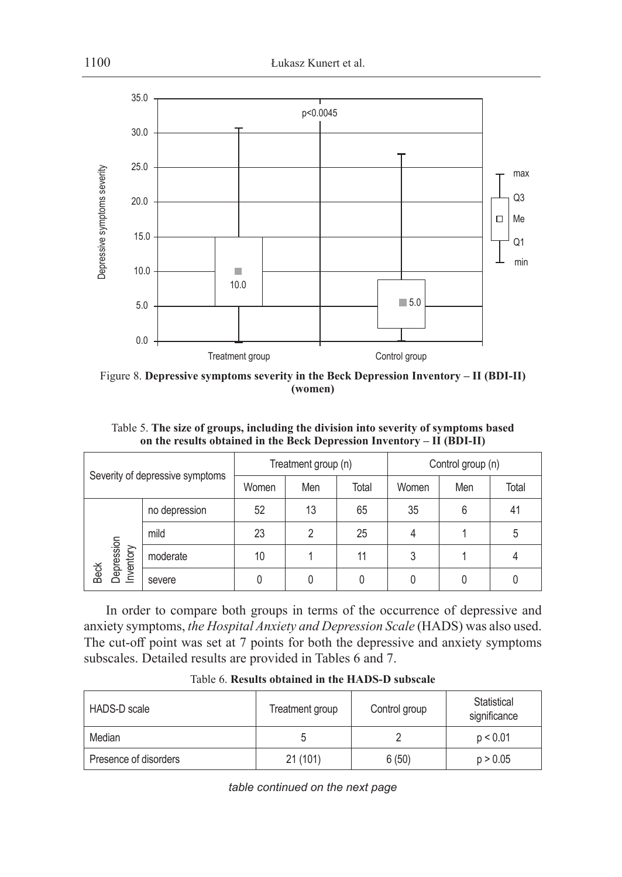Figure 8. **Depressive symptoms severity in the Beck Depression Inventory – II (BDI-II) (women)**

Table 5. **The size of groups, including the division into severity of symptoms based on the results obtained in the Beck Depression Inventory – II (BDI-II)**

| Severity of depressive symptoms | | Treatment group (n) | | | Control group (n) | | |
|---|---|---|---|---|---|---|---|
| | | Women | Men | Total | Women | Men | Total |
| Beck Depression Inventory | no depression | 52 | 13 | 65 | 35 | 6 | 41 |
| | mild | 23 | 2 | 25 | 4 | 1 | 5 |
| | moderate | 10 | 1 | 11 | 3 | 1 | 4 |
| | severe | 0 | 0 | 0 | 0 | 0 | 0 |

In order to compare both groups in terms of the occurrence of depressive and anxiety symptoms, *the Hospital Anxiety and Depression Scale* (HADS) was also used. The cut-off point was set at 7 points for both the depressive and anxiety symptoms subscales. Detailed results are provided in Tables 6 and 7.

Table 6. **Results obtained in the HADS-D subscale**

| HADS-D scale | Treatment group | Control group | Statistical significance |
|---|---|---|---|
| Median | 5 | 2 | $p < 0.01$ |
| Presence of disorders | 21 (101) | 6 (50) | $p > 0.05$ |

*table continued on the next page*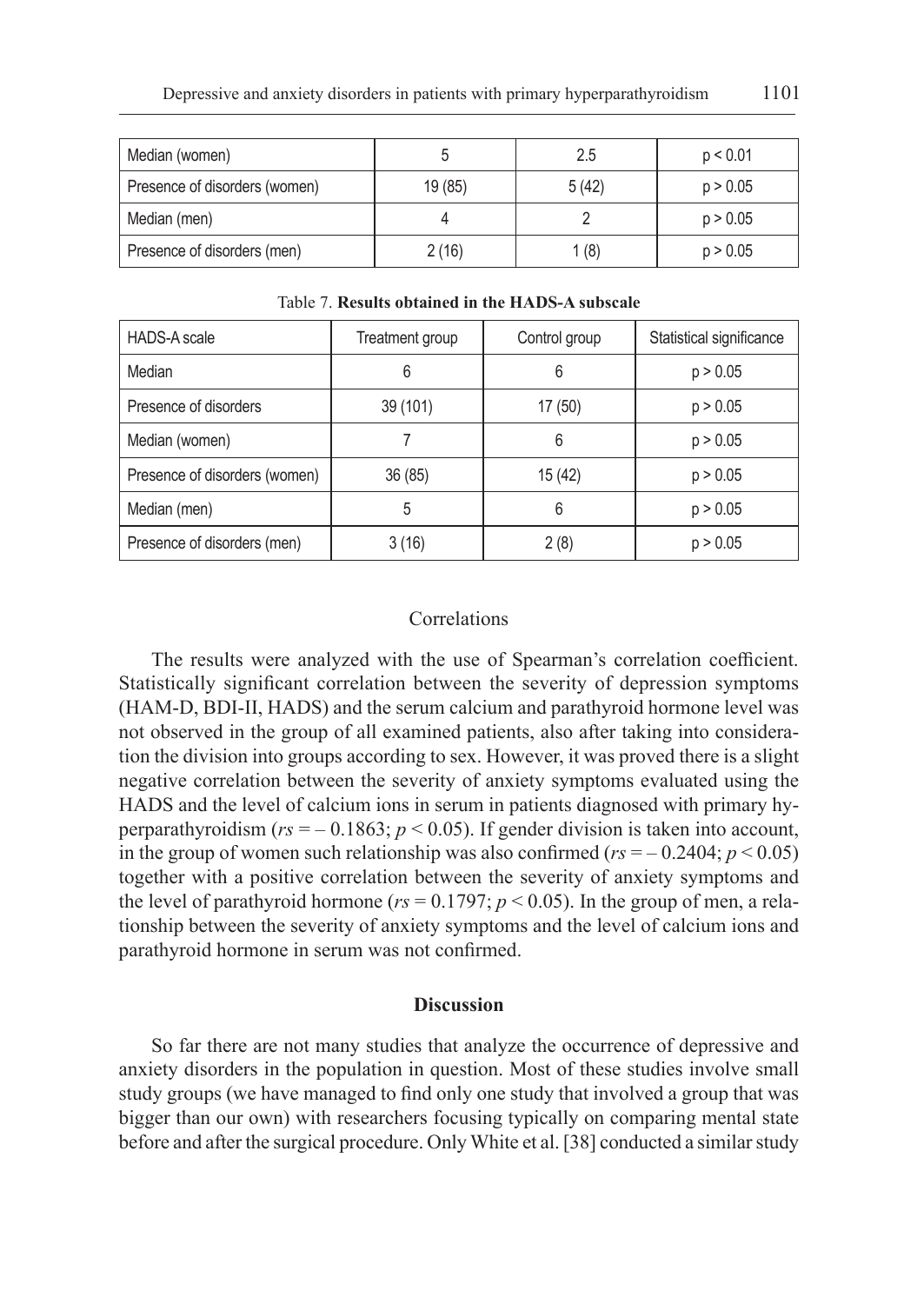| Median (women) | 5 | 2.5 | p < 0.01 |
|---|---|---|---|
| Presence of disorders (women) | 19 (85) | 5 (42) | p > 0.05 |
| Median (men) | 4 | 2 | p > 0.05 |
| Presence of disorders (men) | 2 (16) | 1 (8) | p > 0.05 |

Table 7. **Results obtained in the HADS-A subscale**

| HADS-A scale | Treatment group | Control group | Statistical significance |
|---|---|---|---|
| Median | 6 | 6 | p > 0.05 |
| Presence of disorders | 39 (101) | 17 (50) | p > 0.05 |
| Median (women) | 7 | 6 | p > 0.05 |
| Presence of disorders (women) | 36 (85) | 15 (42) | p > 0.05 |
| Median (men) | 5 | 6 | p > 0.05 |
| Presence of disorders (men) | 3 (16) | 2 (8) | p > 0.05 |

### Correlations

The results were analyzed with the use of Spearman's correlation coefficient. Statistically significant correlation between the severity of depression symptoms (HAM-D, BDI-II, HADS) and the serum calcium and parathyroid hormone level was not observed in the group of all examined patients, also after taking into consideration the division into groups according to sex. However, it was proved there is a slight negative correlation between the severity of anxiety symptoms evaluated using the HADS and the level of calcium ions in serum in patients diagnosed with primary hyperparathyroidism ($rs = -0.1863$; $p < 0.05$). If gender division is taken into account, in the group of women such relationship was also confirmed ($rs = -0.2404$; $p < 0.05$) together with a positive correlation between the severity of anxiety symptoms and the level of parathyroid hormone ($rs = 0.1797$; $p < 0.05$). In the group of men, a relationship between the severity of anxiety symptoms and the level of calcium ions and parathyroid hormone in serum was not confirmed.

## Discussion

So far there are not many studies that analyze the occurrence of depressive and anxiety disorders in the population in question. Most of these studies involve small study groups (we have managed to find only one study that involved a group that was bigger than our own) with researchers focusing typically on comparing mental state before and after the surgical procedure. Only White et al. [38] conducted a similar study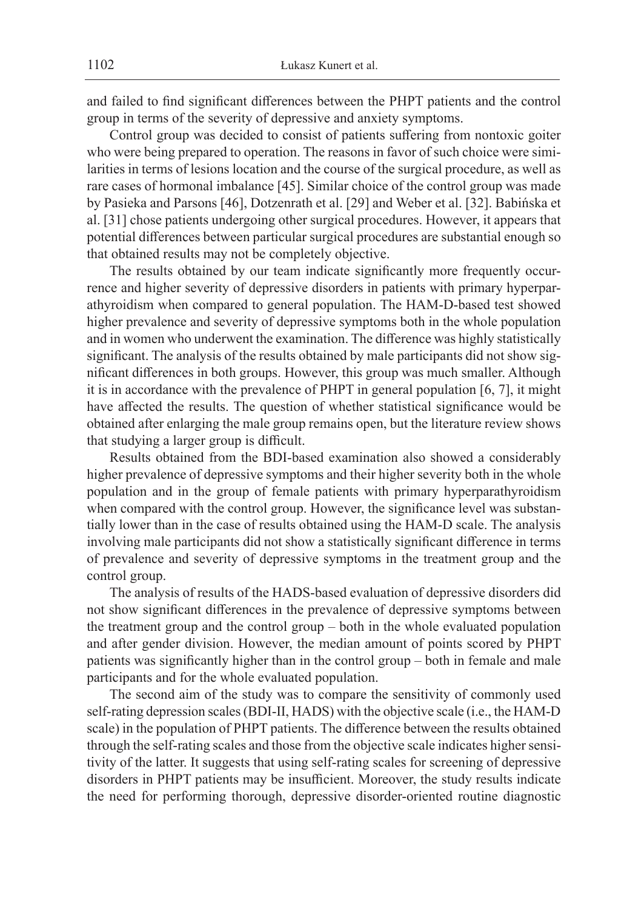and failed to find significant differences between the PHPT patients and the control group in terms of the severity of depressive and anxiety symptoms.

Control group was decided to consist of patients suffering from nontoxic goiter who were being prepared to operation. The reasons in favor of such choice were similarities in terms of lesions location and the course of the surgical procedure, as well as rare cases of hormonal imbalance [45]. Similar choice of the control group was made by Pasieka and Parsons [46], Dotzenrath et al. [29] and Weber et al. [32]. Babińska et al. [31] chose patients undergoing other surgical procedures. However, it appears that potential differences between particular surgical procedures are substantial enough so that obtained results may not be completely objective.

The results obtained by our team indicate significantly more frequently occurrence and higher severity of depressive disorders in patients with primary hyperparathyroidism when compared to general population. The HAM-D-based test showed higher prevalence and severity of depressive symptoms both in the whole population and in women who underwent the examination. The difference was highly statistically significant. The analysis of the results obtained by male participants did not show significant differences in both groups. However, this group was much smaller. Although it is in accordance with the prevalence of PHPT in general population [6, 7], it might have affected the results. The question of whether statistical significance would be obtained after enlarging the male group remains open, but the literature review shows that studying a larger group is difficult.

Results obtained from the BDI-based examination also showed a considerably higher prevalence of depressive symptoms and their higher severity both in the whole population and in the group of female patients with primary hyperparathyroidism when compared with the control group. However, the significance level was substantially lower than in the case of results obtained using the HAM-D scale. The analysis involving male participants did not show a statistically significant difference in terms of prevalence and severity of depressive symptoms in the treatment group and the control group.

The analysis of results of the HADS-based evaluation of depressive disorders did not show significant differences in the prevalence of depressive symptoms between the treatment group and the control group – both in the whole evaluated population and after gender division. However, the median amount of points scored by PHPT patients was significantly higher than in the control group – both in female and male participants and for the whole evaluated population.

The second aim of the study was to compare the sensitivity of commonly used self-rating depression scales (BDI-II, HADS) with the objective scale (i.e., the HAM-D scale) in the population of PHPT patients. The difference between the results obtained through the self-rating scales and those from the objective scale indicates higher sensitivity of the latter. It suggests that using self-rating scales for screening of depressive disorders in PHPT patients may be insufficient. Moreover, the study results indicate the need for performing thorough, depressive disorder-oriented routine diagnostic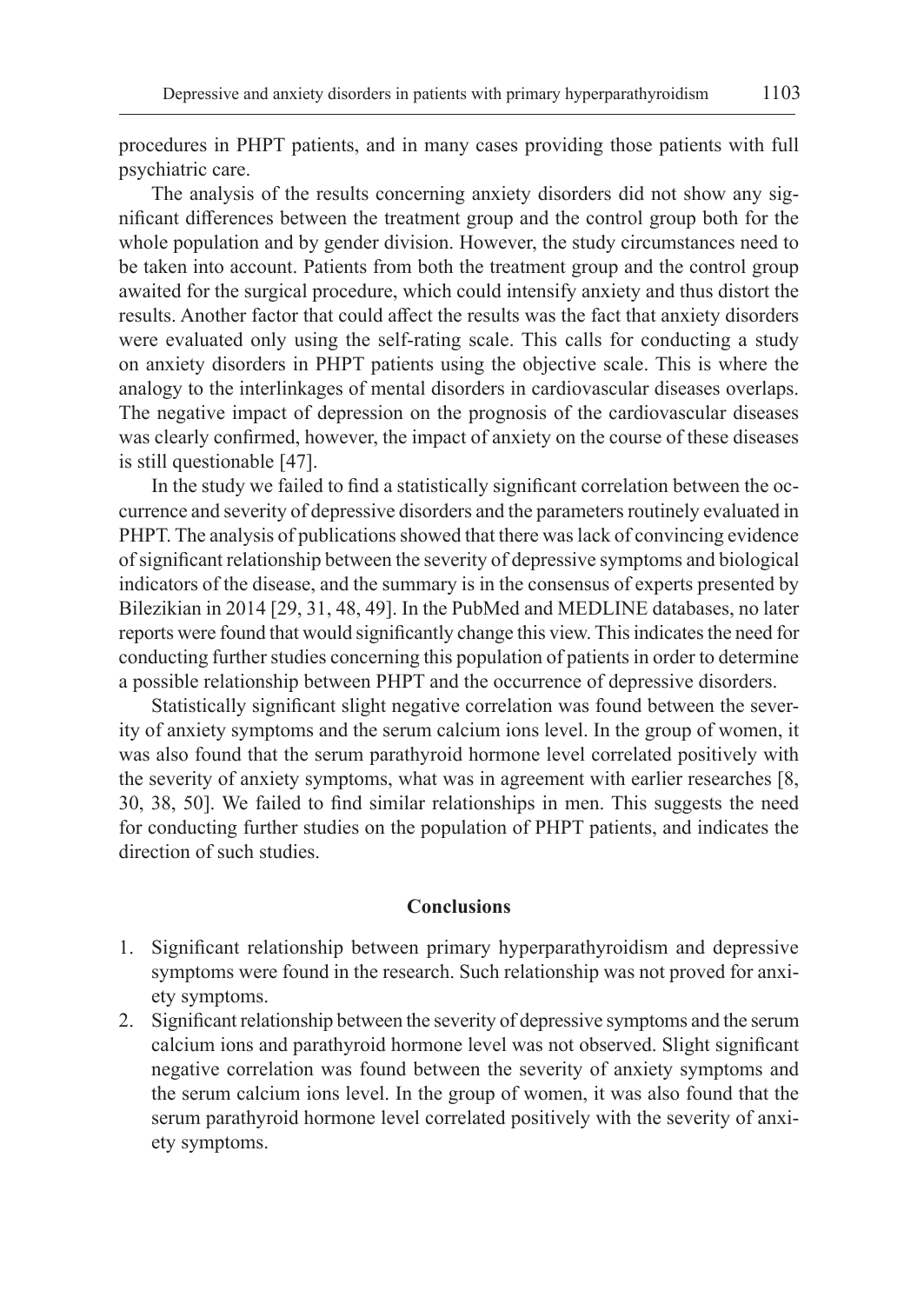procedures in PHPT patients, and in many cases providing those patients with full psychiatric care.

The analysis of the results concerning anxiety disorders did not show any significant differences between the treatment group and the control group both for the whole population and by gender division. However, the study circumstances need to be taken into account. Patients from both the treatment group and the control group awaited for the surgical procedure, which could intensify anxiety and thus distort the results. Another factor that could affect the results was the fact that anxiety disorders were evaluated only using the self-rating scale. This calls for conducting a study on anxiety disorders in PHPT patients using the objective scale. This is where the analogy to the interlinkages of mental disorders in cardiovascular diseases overlaps. The negative impact of depression on the prognosis of the cardiovascular diseases was clearly confirmed, however, the impact of anxiety on the course of these diseases is still questionable [47].

In the study we failed to find a statistically significant correlation between the occurrence and severity of depressive disorders and the parameters routinely evaluated in PHPT. The analysis of publications showed that there was lack of convincing evidence of significant relationship between the severity of depressive symptoms and biological indicators of the disease, and the summary is in the consensus of experts presented by Bilezikian in 2014 [29, 31, 48, 49]. In the PubMed and MEDLINE databases, no later reports were found that would significantly change this view. This indicates the need for conducting further studies concerning this population of patients in order to determine a possible relationship between PHPT and the occurrence of depressive disorders.

Statistically significant slight negative correlation was found between the severity of anxiety symptoms and the serum calcium ions level. In the group of women, it was also found that the serum parathyroid hormone level correlated positively with the severity of anxiety symptoms, what was in agreement with earlier researches [8, 30, 38, 50]. We failed to find similar relationships in men. This suggests the need for conducting further studies on the population of PHPT patients, and indicates the direction of such studies.

## Conclusions

1. Significant relationship between primary hyperparathyroidism and depressive symptoms were found in the research. Such relationship was not proved for anxiety symptoms.
2. Significant relationship between the severity of depressive symptoms and the serum calcium ions and parathyroid hormone level was not observed. Slight significant negative correlation was found between the severity of anxiety symptoms and the serum calcium ions level. In the group of women, it was also found that the serum parathyroid hormone level correlated positively with the severity of anxiety symptoms.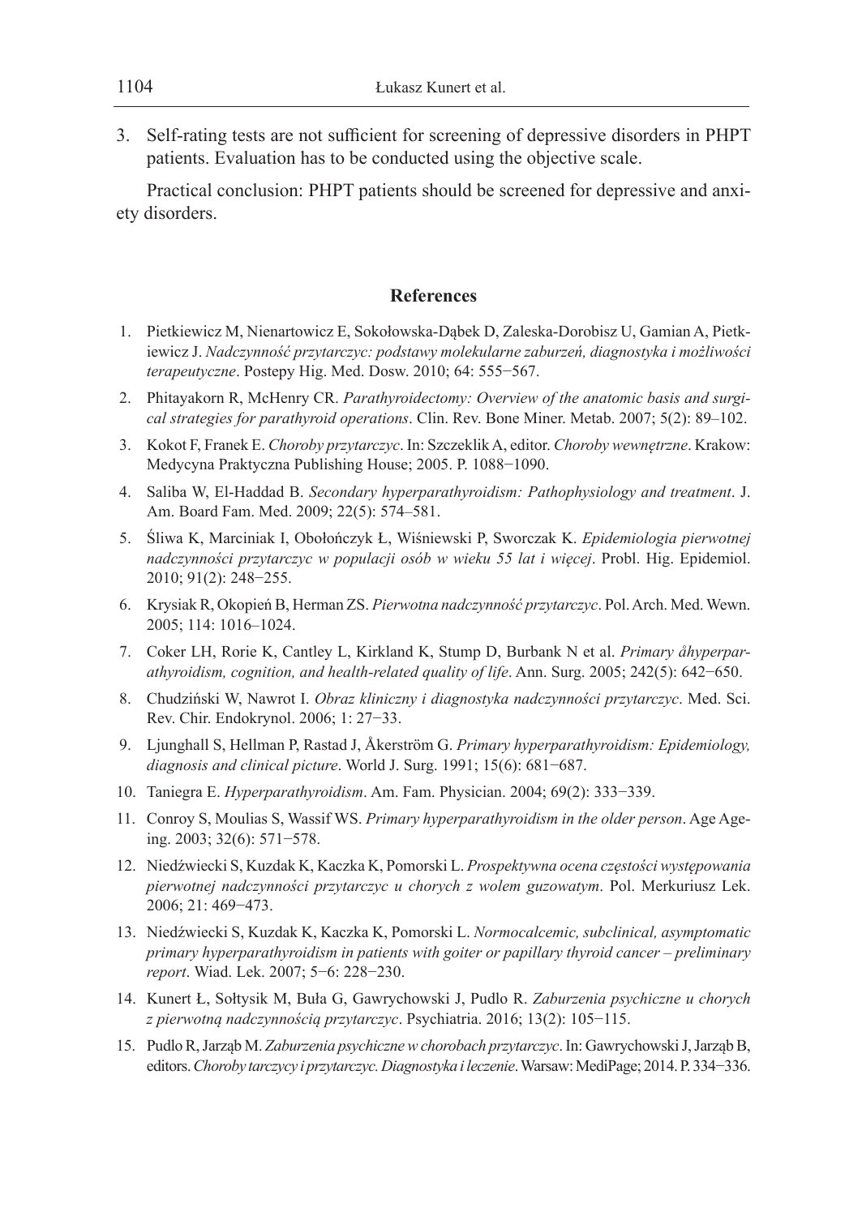3. Self-rating tests are not sufficient for screening of depressive disorders in PHPT patients. Evaluation has to be conducted using the objective scale.

Practical conclusion: PHPT patients should be screened for depressive and anxiety disorders.

## References

1. Pietkiewicz M, Nienartowicz E, Sokołowska-Dąbek D, Zaleska-Dorobisz U, Gamian A, Pietkiewicz J. *Nadczynność przytarczyc: podstawy molekularne zaburzeń, diagnostyka i możliwości terapeutyczne*. Postepy Hig. Med. Dosw. 2010; 64: 555−567.
2. Phitayakorn R, McHenry CR. *Parathyroidectomy: Overview of the anatomic basis and surgical strategies for parathyroid operations*. Clin. Rev. Bone Miner. Metab. 2007; 5(2): 89–102.
3. Kokot F, Franek E. *Choroby przytarczyc*. In: Szczeklik A, editor. *Choroby wewnętrzne*. Krakow: Medycyna Praktyczna Publishing House; 2005. P. 1088−1090.
4. Saliba W, El-Haddad B. *Secondary hyperparathyroidism: Pathophysiology and treatment*. J. Am. Board Fam. Med. 2009; 22(5): 574–581.
5. Śliwa K, Marciniak I, Obołończyk Ł, Wiśniewski P, Sworczak K. *Epidemiologia pierwotnej nadczynności przytarczyc w populacji osób w wieku 55 lat i więcej*. Probl. Hig. Epidemiol. 2010; 91(2): 248−255.
6. Krysiak R, Okopień B, Herman ZS. *Pierwotna nadczynność przytarczyc*. Pol. Arch. Med. Wewn. 2005; 114: 1016–1024.
7. Coker LH, Rorie K, Cantley L, Kirkland K, Stump D, Burbank N et al. *Primary åhyperparathyroidism, cognition, and health-related quality of life*. Ann. Surg. 2005; 242(5): 642−650.
8. Chudziński W, Nawrot I. *Obraz kliniczny i diagnostyka nadczynności przytarczyc*. Med. Sci. Rev. Chir. Endokrynol. 2006; 1: 27−33.
9. Ljunghall S, Hellman P, Rastad J, Åkerström G. *Primary hyperparathyroidism: Epidemiology, diagnosis and clinical picture*. World J. Surg. 1991; 15(6): 681−687.
10. Taniegra E. *Hyperparathyroidism*. Am. Fam. Physician. 2004; 69(2): 333−339.
11. Conroy S, Moulias S, Wassif WS. *Primary hyperparathyroidism in the older person*. Age Ageing. 2003; 32(6): 571−578.
12. Niedźwiecki S, Kuzdak K, Kaczka K, Pomorski L. *Prospektywna ocena częstości występowania pierwotnej nadczynności przytarczyc u chorych z wolem guzowatym*. Pol. Merkuriusz Lek. 2006; 21: 469−473.
13. Niedźwiecki S, Kuzdak K, Kaczka K, Pomorski L. *Normocalcemic, subclinical, asymptomatic primary hyperparathyroidism in patients with goiter or papillary thyroid cancer – preliminary report*. Wiad. Lek. 2007; 5−6: 228−230.
14. Kunert Ł, Sołtysik M, Buła G, Gawrychowski J, Pudlo R. *Zaburzenia psychiczne u chorych z pierwotną nadczynnością przytarczyc*. Psychiatria. 2016; 13(2): 105−115.
15. Pudlo R, Jarząb M. *Zaburzenia psychiczne w chorobach przytarczyc*. In: Gawrychowski J, Jarząb B, editors. *Choroby tarczycy i przytarczyc. Diagnostyka i leczenie*. Warsaw: MediPage; 2014. P. 334−336.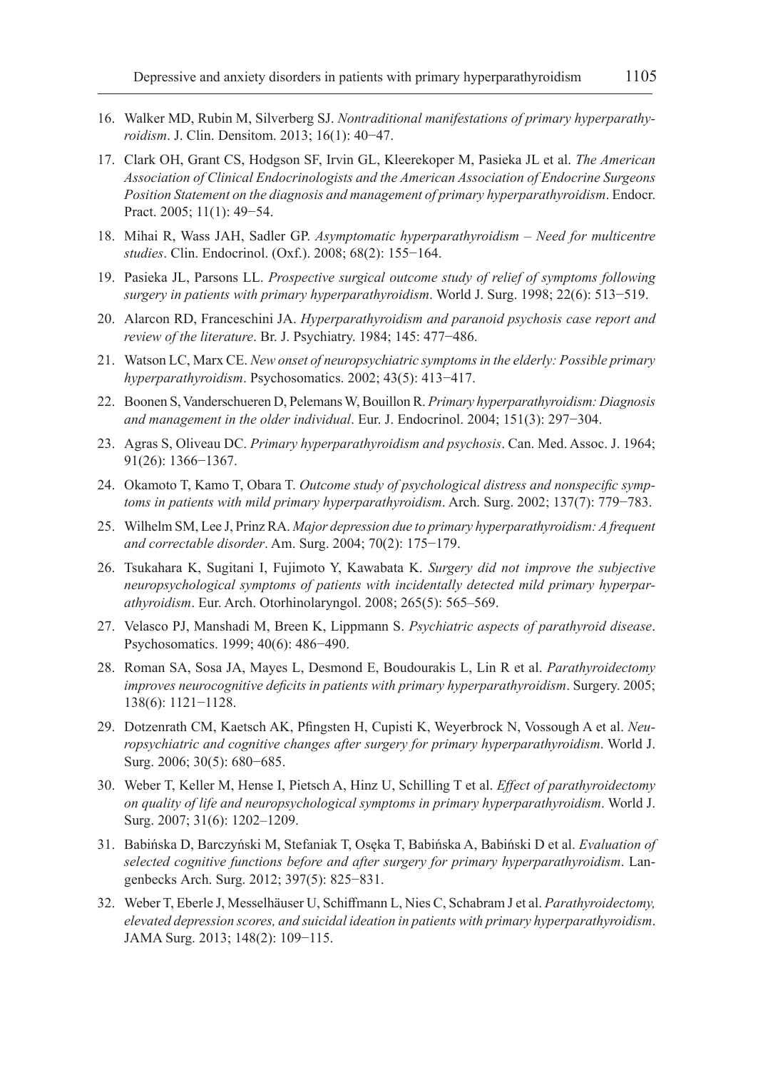16. Walker MD, Rubin M, Silverberg SJ. *Nontraditional manifestations of primary hyperparathyroidism*. J. Clin. Densitom. 2013; 16(1): 40−47.
17. Clark OH, Grant CS, Hodgson SF, Irvin GL, Kleerekoper M, Pasieka JL et al. *The American Association of Clinical Endocrinologists and the American Association of Endocrine Surgeons Position Statement on the diagnosis and management of primary hyperparathyroidism*. Endocr. Pract. 2005; 11(1): 49−54.
18. Mihai R, Wass JAH, Sadler GP. *Asymptomatic hyperparathyroidism – Need for multicentre studies*. Clin. Endocrinol. (Oxf.). 2008; 68(2): 155−164.
19. Pasieka JL, Parsons LL. *Prospective surgical outcome study of relief of symptoms following surgery in patients with primary hyperparathyroidism*. World J. Surg. 1998; 22(6): 513−519.
20. Alarcon RD, Franceschini JA. *Hyperparathyroidism and paranoid psychosis case report and review of the literature*. Br. J. Psychiatry. 1984; 145: 477−486.
21. Watson LC, Marx CE. *New onset of neuropsychiatric symptoms in the elderly: Possible primary hyperparathyroidism*. Psychosomatics. 2002; 43(5): 413−417.
22. Boonen S, Vanderschueren D, Pelemans W, Bouillon R. *Primary hyperparathyroidism: Diagnosis and management in the older individual*. Eur. J. Endocrinol. 2004; 151(3): 297−304.
23. Agras S, Oliveau DC. *Primary hyperparathyroidism and psychosis*. Can. Med. Assoc. J. 1964; 91(26): 1366−1367.
24. Okamoto T, Kamo T, Obara T. *Outcome study of psychological distress and nonspecific symptoms in patients with mild primary hyperparathyroidism*. Arch. Surg. 2002; 137(7): 779−783.
25. Wilhelm SM, Lee J, Prinz RA. *Major depression due to primary hyperparathyroidism: A frequent and correctable disorder*. Am. Surg. 2004; 70(2): 175−179.
26. Tsukahara K, Sugitani I, Fujimoto Y, Kawabata K. *Surgery did not improve the subjective neuropsychological symptoms of patients with incidentally detected mild primary hyperparathyroidism*. Eur. Arch. Otorhinolaryngol. 2008; 265(5): 565–569.
27. Velasco PJ, Manshadi M, Breen K, Lippmann S. *Psychiatric aspects of parathyroid disease*. Psychosomatics. 1999; 40(6): 486−490.
28. Roman SA, Sosa JA, Mayes L, Desmond E, Boudourakis L, Lin R et al. *Parathyroidectomy improves neurocognitive deficits in patients with primary hyperparathyroidism*. Surgery. 2005; 138(6): 1121−1128.
29. Dotzenrath CM, Kaetsch AK, Pfingsten H, Cupisti K, Weyerbrock N, Vossough A et al. *Neuropsychiatric and cognitive changes after surgery for primary hyperparathyroidism*. World J. Surg. 2006; 30(5): 680−685.
30. Weber T, Keller M, Hense I, Pietsch A, Hinz U, Schilling T et al. *Effect of parathyroidectomy on quality of life and neuropsychological symptoms in primary hyperparathyroidism*. World J. Surg. 2007; 31(6): 1202–1209.
31. Babińska D, Barczyński M, Stefaniak T, Osęka T, Babińska A, Babiński D et al. *Evaluation of selected cognitive functions before and after surgery for primary hyperparathyroidism*. Langenbecks Arch. Surg. 2012; 397(5): 825−831.
32. Weber T, Eberle J, Messelhäuser U, Schiffmann L, Nies C, Schabram J et al. *Parathyroidectomy, elevated depression scores, and suicidal ideation in patients with primary hyperparathyroidism*. JAMA Surg. 2013; 148(2): 109−115.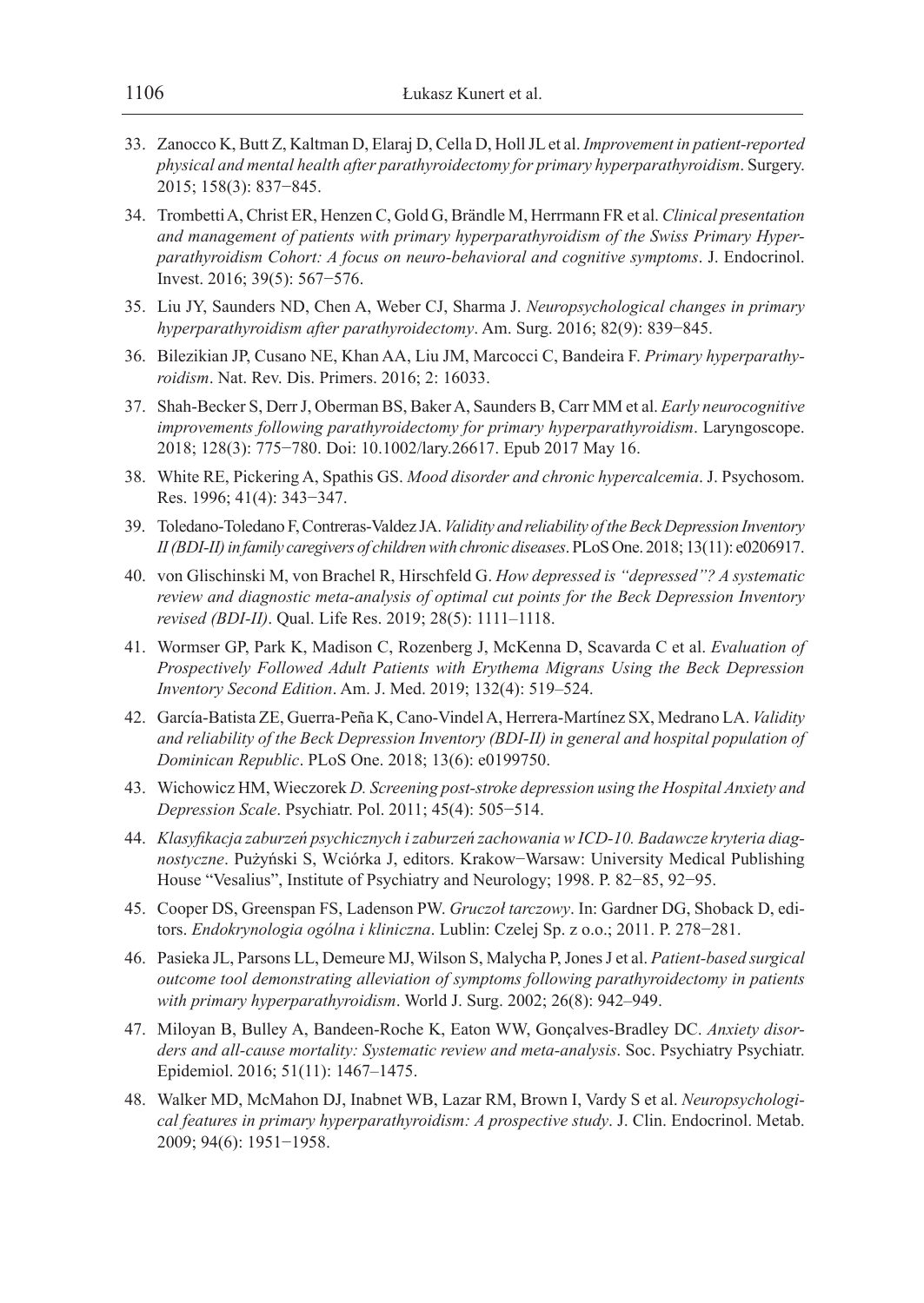33. Zanocco K, Butt Z, Kaltman D, Elaraj D, Cella D, Holl JL et al. *Improvement in patient-reported physical and mental health after parathyroidectomy for primary hyperparathyroidism*. Surgery. 2015; 158(3): 837−845.

34. Trombetti A, Christ ER, Henzen C, Gold G, Brändle M, Herrmann FR et al. *Clinical presentation and management of patients with primary hyperparathyroidism of the Swiss Primary Hyperparathyroidism Cohort: A focus on neuro-behavioral and cognitive symptoms*. J. Endocrinol. Invest. 2016; 39(5): 567−576.

35. Liu JY, Saunders ND, Chen A, Weber CJ, Sharma J. *Neuropsychological changes in primary hyperparathyroidism after parathyroidectomy*. Am. Surg. 2016; 82(9): 839−845.

36. Bilezikian JP, Cusano NE, Khan AA, Liu JM, Marcocci C, Bandeira F. *Primary hyperparathyroidism*. Nat. Rev. Dis. Primers. 2016; 2: 16033.

37. Shah-Becker S, Derr J, Oberman BS, Baker A, Saunders B, Carr MM et al. *Early neurocognitive improvements following parathyroidectomy for primary hyperparathyroidism*. Laryngoscope. 2018; 128(3): 775−780. Doi: 10.1002/lary.26617. Epub 2017 May 16.

38. White RE, Pickering A, Spathis GS. *Mood disorder and chronic hypercalcemia*. J. Psychosom. Res. 1996; 41(4): 343−347.

39. Toledano-Toledano F, Contreras-Valdez JA. *Validity and reliability of the Beck Depression Inventory II (BDI-II) in family caregivers of children with chronic diseases*. PLoS One. 2018; 13(11): e0206917.

40. von Glischinski M, von Brachel R, Hirschfeld G. *How depressed is "depressed"? A systematic review and diagnostic meta-analysis of optimal cut points for the Beck Depression Inventory revised (BDI-II)*. Qual. Life Res. 2019; 28(5): 1111–1118.

41. Wormser GP, Park K, Madison C, Rozenberg J, McKenna D, Scavarda C et al. *Evaluation of Prospectively Followed Adult Patients with Erythema Migrans Using the Beck Depression Inventory Second Edition*. Am. J. Med. 2019; 132(4): 519–524.

42. García-Batista ZE, Guerra-Peña K, Cano-Vindel A, Herrera-Martínez SX, Medrano LA. *Validity and reliability of the Beck Depression Inventory (BDI-II) in general and hospital population of Dominican Republic*. PLoS One. 2018; 13(6): e0199750.

43. Wichowicz HM, Wieczorek *D. Screening post-stroke depression using the Hospital Anxiety and Depression Scale*. Psychiatr. Pol. 2011; 45(4): 505−514.

44. *Klasyfikacja zaburzeń psychicznych i zaburzeń zachowania w ICD-10. Badawcze kryteria diagnostyczne*. Pużyński S, Wciórka J, editors. Krakow−Warsaw: University Medical Publishing House "Vesalius", Institute of Psychiatry and Neurology; 1998. P. 82−85, 92−95.

45. Cooper DS, Greenspan FS, Ladenson PW. *Gruczoł tarczowy*. In: Gardner DG, Shoback D, editors. *Endokrynologia ogólna i kliniczna*. Lublin: Czelej Sp. z o.o.; 2011. P. 278−281.

46. Pasieka JL, Parsons LL, Demeure MJ, Wilson S, Malycha P, Jones J et al. *Patient-based surgical outcome tool demonstrating alleviation of symptoms following parathyroidectomy in patients with primary hyperparathyroidism*. World J. Surg. 2002; 26(8): 942–949.

47. Miloyan B, Bulley A, Bandeen-Roche K, Eaton WW, Gonçalves-Bradley DC. *Anxiety disorders and all-cause mortality: Systematic review and meta-analysis*. Soc. Psychiatry Psychiatr. Epidemiol. 2016; 51(11): 1467–1475.

48. Walker MD, McMahon DJ, Inabnet WB, Lazar RM, Brown I, Vardy S et al. *Neuropsychological features in primary hyperparathyroidism: A prospective study*. J. Clin. Endocrinol. Metab. 2009; 94(6): 1951−1958.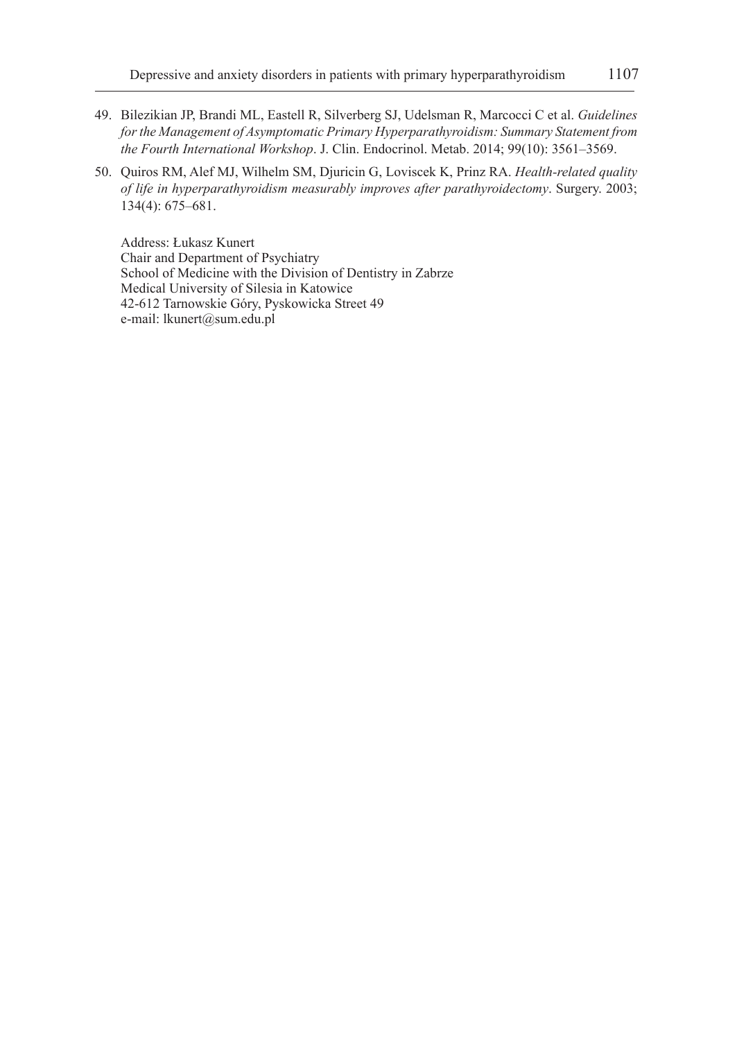49. Bilezikian JP, Brandi ML, Eastell R, Silverberg SJ, Udelsman R, Marcocci C et al. *Guidelines for the Management of Asymptomatic Primary Hyperparathyroidism: Summary Statement from the Fourth International Workshop*. J. Clin. Endocrinol. Metab. 2014; 99(10): 3561–3569.

50. Quiros RM, Alef MJ, Wilhelm SM, Djuricin G, Loviscek K, Prinz RA. *Health-related quality of life in hyperparathyroidism measurably improves after parathyroidectomy*. Surgery. 2003; 134(4): 675–681.

Address: Łukasz Kunert
Chair and Department of Psychiatry
School of Medicine with the Division of Dentistry in Zabrze
Medical University of Silesia in Katowice
42-612 Tarnowskie Góry, Pyskowicka Street 49
e-mail: lkunert@sum.edu.pl